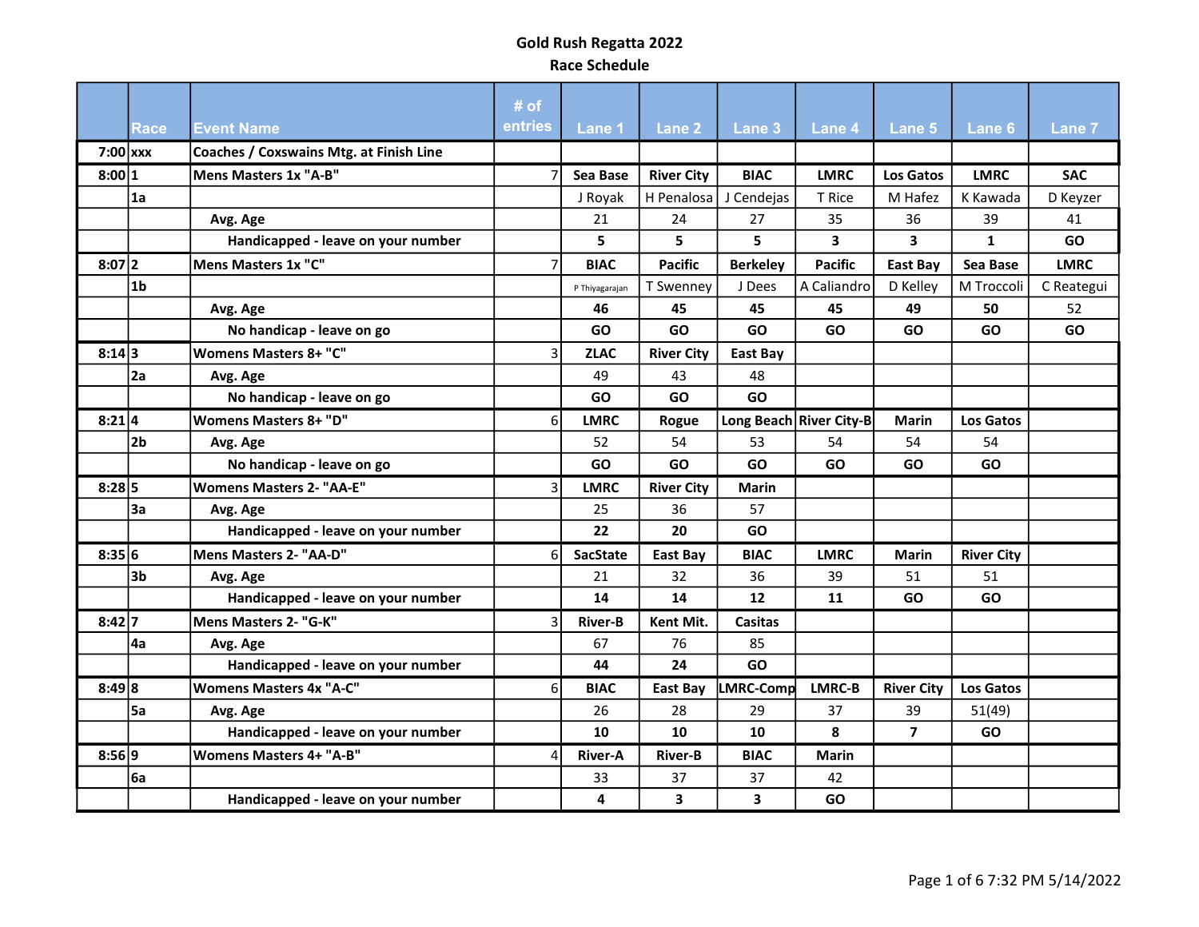# Gold Rush Regatta 2022

## Race Schedule

| | Race | Event Name | # of entries | Lane 1 | Lane 2 | Lane 3 | Lane 4 | Lane 5 | Lane 6 | Lane 7 |
|---|---|---|---|---|---|---|---|---|---|---|
| 7:00 | xxx | Coaches / Coxswains Mtg. at Finish Line | | | | | | | | |
| 8:00 | 1 | Mens Masters 1x "A-B" | 7 | **Sea Base** | **River City** | **BIAC** | **LMRC** | **Los Gatos** | **LMRC** | **SAC** |
| | 1a | | | J Royak | H Penalosa | J Cendejas | T Rice | M Hafez | K Kawada | D Keyzer |
| | | Avg. Age | | 21 | 24 | 27 | 35 | 36 | 39 | 41 |
| | | **Handicapped - leave on your number** | | **5** | **5** | **5** | **3** | **3** | **1** | **GO** |
| 8:07 | 2 | Mens Masters 1x "C" | 7 | **BIAC** | **Pacific** | **Berkeley** | **Pacific** | **East Bay** | **Sea Base** | **LMRC** |
| | 1b | | | P Thiyagarajan | T Swenney | J Dees | A Caliandro | D Kelley | M Troccoli | C Reategui |
| | | Avg. Age | | **46** | **45** | **45** | **45** | **49** | **50** | 52 |
| | | **No handicap - leave on go** | | **GO** | **GO** | **GO** | **GO** | **GO** | **GO** | **GO** |
| 8:14 | 3 | Womens Masters 8+ "C" | 3 | **ZLAC** | **River City** | **East Bay** | | | | |
| | 2a | Avg. Age | | 49 | 43 | 48 | | | | |
| | | **No handicap - leave on go** | | **GO** | **GO** | **GO** | | | | |
| 8:21 | 4 | Womens Masters 8+ "D" | 6 | **LMRC** | **Rogue** | **Long Beach** | **River City-B** | **Marin** | **Los Gatos** | |
| | 2b | Avg. Age | | 52 | 54 | 53 | 54 | 54 | 54 | |
| | | **No handicap - leave on go** | | **GO** | **GO** | **GO** | **GO** | **GO** | **GO** | |
| 8:28 | 5 | Womens Masters 2- "AA-E" | 3 | **LMRC** | **River City** | **Marin** | | | | |
| | 3a | Avg. Age | | 25 | 36 | 57 | | | | |
| | | **Handicapped - leave on your number** | | **22** | **20** | **GO** | | | | |
| 8:35 | 6 | Mens Masters 2- "AA-D" | 6 | **SacState** | **East Bay** | **BIAC** | **LMRC** | **Marin** | **River City** | |
| | 3b | Avg. Age | | 21 | 32 | 36 | 39 | 51 | 51 | |
| | | **Handicapped - leave on your number** | | **14** | **14** | **12** | **11** | **GO** | **GO** | |
| 8:42 | 7 | Mens Masters 2- "G-K" | 3 | **River-B** | **Kent Mit.** | **Casitas** | | | | |
| | 4a | Avg. Age | | 67 | 76 | 85 | | | | |
| | | **Handicapped - leave on your number** | | **44** | **24** | **GO** | | | | |
| 8:49 | 8 | Womens Masters 4x "A-C" | 6 | **BIAC** | **East Bay** | **LMRC-Comp** | **LMRC-B** | **River City** | **Los Gatos** | |
| | 5a | Avg. Age | | 26 | 28 | 29 | 37 | 39 | 51(49) | |
| | | **Handicapped - leave on your number** | | **10** | **10** | **10** | **8** | **7** | **GO** | |
| 8:56 | 9 | Womens Masters 4+ "A-B" | 4 | **River-A** | **River-B** | **BIAC** | **Marin** | | | |
| | 6a | | | 33 | 37 | 37 | 42 | | | |
| | | **Handicapped - leave on your number** | | **4** | **3** | **3** | **GO** | | | |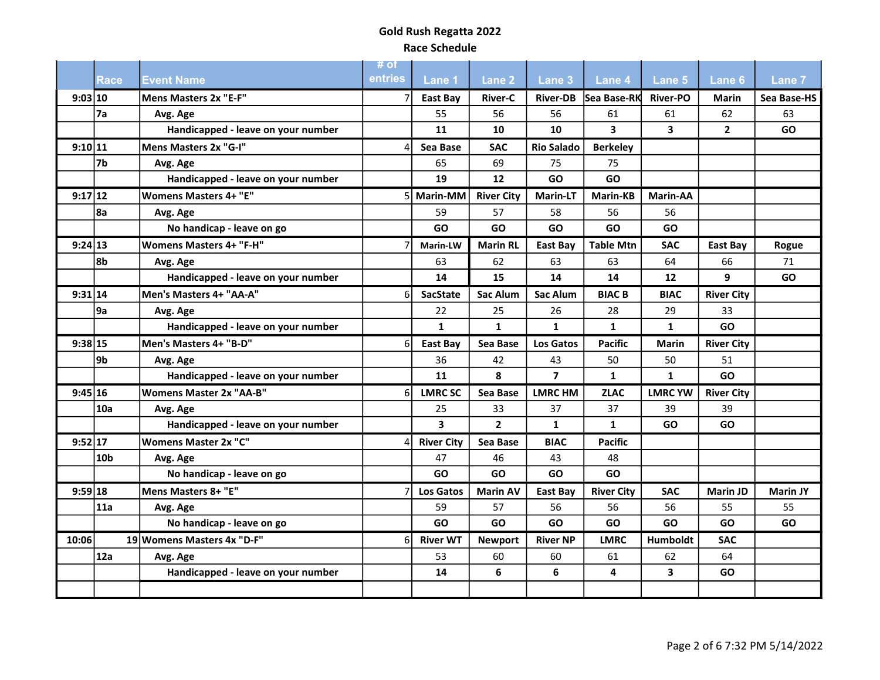# Gold Rush Regatta 2022

## Race Schedule

| | Race | Event Name | # of entries | Lane 1 | Lane 2 | Lane 3 | Lane 4 | Lane 5 | Lane 6 | Lane 7 |
|---|---|---|---|---|---|---|---|---|---|---|
| 9:03 | 10 | Mens Masters 2x "E-F" | 7 | East Bay | River-C | River-DB | Sea Base-RK | River-PO | Marin | Sea Base-HS |
| | 7a | Avg. Age | | 55 | 56 | 56 | 61 | 61 | 62 | 63 |
| | | Handicapped - leave on your number | | **11** | **10** | **10** | **3** | **3** | **2** | **GO** |
| 9:10 | 11 | Mens Masters 2x "G-I" | 4 | Sea Base | SAC | Rio Salado | Berkeley | | | |
| | 7b | Avg. Age | | 65 | 69 | 75 | 75 | | | |
| | | Handicapped - leave on your number | | **19** | **12** | **GO** | **GO** | | | |
| 9:17 | 12 | Womens Masters 4+ "E" | 5 | Marin-MM | River City | Marin-LT | Marin-KB | Marin-AA | | |
| | 8a | Avg. Age | | 59 | 57 | 58 | 56 | 56 | | |
| | | No handicap - leave on go | | **GO** | **GO** | **GO** | **GO** | **GO** | | |
| 9:24 | 13 | Womens Masters 4+ "F-H" | 7 | Marin-LW | Marin RL | East Bay | Table Mtn | SAC | East Bay | Rogue |
| | 8b | Avg. Age | | 63 | 62 | 63 | 63 | 64 | 66 | 71 |
| | | Handicapped - leave on your number | | **14** | **15** | **14** | **14** | **12** | **9** | **GO** |
| 9:31 | 14 | Men's Masters 4+ "AA-A" | 6 | SacState | Sac Alum | Sac Alum | BIAC B | BIAC | River City | |
| | 9a | Avg. Age | | 22 | 25 | 26 | 28 | 29 | 33 | |
| | | Handicapped - leave on your number | | **1** | **1** | **1** | **1** | **1** | **GO** | |
| 9:38 | 15 | Men's Masters 4+ "B-D" | 6 | East Bay | Sea Base | Los Gatos | Pacific | Marin | River City | |
| | 9b | Avg. Age | | 36 | 42 | 43 | 50 | 50 | 51 | |
| | | Handicapped - leave on your number | | **11** | **8** | **7** | **1** | **1** | **GO** | |
| 9:45 | 16 | Womens Master 2x "AA-B" | 6 | LMRC SC | Sea Base | LMRC HM | ZLAC | LMRC YW | River City | |
| | 10a | Avg. Age | | 25 | 33 | 37 | 37 | 39 | 39 | |
| | | Handicapped - leave on your number | | **3** | **2** | **1** | **1** | **GO** | **GO** | |
| 9:52 | 17 | Womens Master 2x "C" | 4 | River City | Sea Base | BIAC | Pacific | | | |
| | 10b | Avg. Age | | 47 | 46 | 43 | 48 | | | |
| | | No handicap - leave on go | | **GO** | **GO** | **GO** | **GO** | | | |
| 9:59 | 18 | Mens Masters 8+ "E" | 7 | Los Gatos | Marin AV | East Bay | River City | SAC | Marin JD | Marin JY |
| | 11a | Avg. Age | | 59 | 57 | 56 | 56 | 56 | 55 | 55 |
| | | No handicap - leave on go | | **GO** | **GO** | **GO** | **GO** | **GO** | **GO** | **GO** |
| 10:06 | 19 | Womens Masters 4x "D-F" | 6 | River WT | Newport | River NP | LMRC | Humboldt | SAC | |
| | 12a | Avg. Age | | 53 | 60 | 60 | 61 | 62 | 64 | |
| | | Handicapped - leave on your number | | **14** | **6** | **6** | **4** | **3** | **GO** | |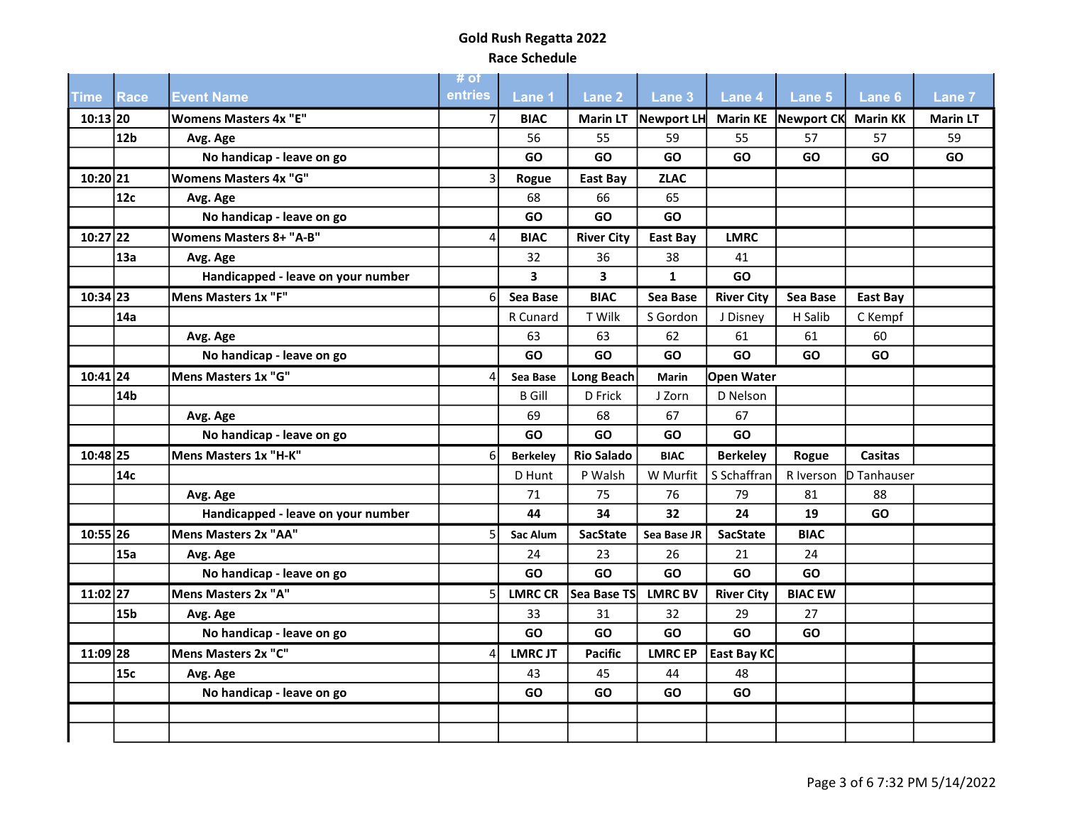# Gold Rush Regatta 2022

## Race Schedule

| Time | Race | Event Name | # of entries | Lane 1 | Lane 2 | Lane 3 | Lane 4 | Lane 5 | Lane 6 | Lane 7 |
|---|---|---|---|---|---|---|---|---|---|---|
| 10:13 | 20 | Womens Masters 4x "E" | 7 | BIAC | Marin LT | Newport LH | Marin KE | Newport CK | Marin KK | Marin LT |
| | 12b | Avg. Age | | 56 | 55 | 59 | 55 | 57 | 57 | 59 |
| | | No handicap - leave on go | | GO | GO | GO | GO | GO | GO | GO |
| 10:20 | 21 | Womens Masters 4x "G" | 3 | Rogue | East Bay | ZLAC | | | | |
| | 12c | Avg. Age | | 68 | 66 | 65 | | | | |
| | | No handicap - leave on go | | GO | GO | GO | | | | |
| 10:27 | 22 | Womens Masters 8+ "A-B" | 4 | BIAC | River City | East Bay | LMRC | | | |
| | 13a | Avg. Age | | 32 | 36 | 38 | 41 | | | |
| | | Handicapped - leave on your number | | 3 | 3 | 1 | GO | | | |
| 10:34 | 23 | Mens Masters 1x "F" | 6 | Sea Base | BIAC | Sea Base | River City | Sea Base | East Bay | |
| | 14a | | | R Cunard | T Wilk | S Gordon | J Disney | H Salib | C Kempf | |
| | | Avg. Age | | 63 | 63 | 62 | 61 | 61 | 60 | |
| | | No handicap - leave on go | | GO | GO | GO | GO | GO | GO | |
| 10:41 | 24 | Mens Masters 1x "G" | 4 | Sea Base | Long Beach | Marin | Open Water | | | |
| | 14b | | | B Gill | D Frick | J Zorn | D Nelson | | | |
| | | Avg. Age | | 69 | 68 | 67 | 67 | | | |
| | | No handicap - leave on go | | GO | GO | GO | GO | | | |
| 10:48 | 25 | Mens Masters 1x "H-K" | 6 | Berkeley | Rio Salado | BIAC | Berkeley | Rogue | Casitas | |
| | 14c | | | D Hunt | P Walsh | W Murfit | S Schaffran | R Iverson | D Tanhauser | |
| | | Avg. Age | | 71 | 75 | 76 | 79 | 81 | 88 | |
| | | Handicapped - leave on your number | | 44 | 34 | 32 | 24 | 19 | GO | |
| 10:55 | 26 | Mens Masters 2x "AA" | 5 | Sac Alum | SacState | Sea Base JR | SacState | BIAC | | |
| | 15a | Avg. Age | | 24 | 23 | 26 | 21 | 24 | | |
| | | No handicap - leave on go | | GO | GO | GO | GO | GO | | |
| 11:02 | 27 | Mens Masters 2x "A" | 5 | LMRC CR | Sea Base TS | LMRC BV | River City | BIAC EW | | |
| | 15b | Avg. Age | | 33 | 31 | 32 | 29 | 27 | | |
| | | No handicap - leave on go | | GO | GO | GO | GO | GO | | |
| 11:09 | 28 | Mens Masters 2x "C" | 4 | LMRC JT | Pacific | LMRC EP | East Bay KC | | | |
| | 15c | Avg. Age | | 43 | 45 | 44 | 48 | | | |
| | | No handicap - leave on go | | GO | GO | GO | GO | | | |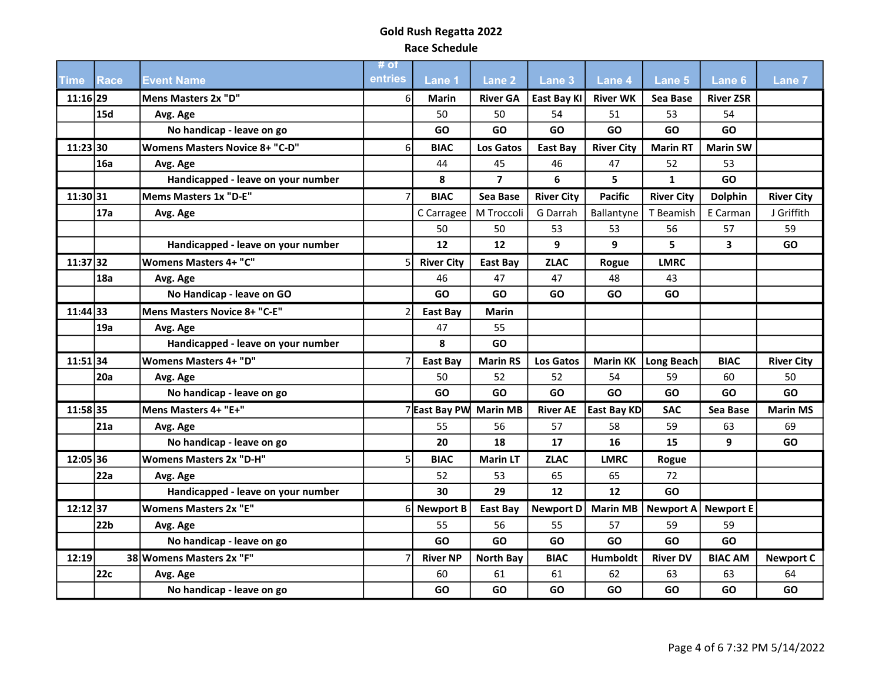# Gold Rush Regatta 2022

## Race Schedule

| Time | Race | Event Name | # of entries | Lane 1 | Lane 2 | Lane 3 | Lane 4 | Lane 5 | Lane 6 | Lane 7 |
|---|---|---|---|---|---|---|---|---|---|---|
| 11:16 | 29 | Mens Masters 2x "D" | 6 | Marin | River GA | East Bay KI | River WK | Sea Base | River ZSR | |
| | 15d | Avg. Age | | 50 | 50 | 54 | 51 | 53 | 54 | |
| | | No handicap - leave on go | | GO | GO | GO | GO | GO | GO | |
| 11:23 | 30 | Womens Masters Novice 8+ "C-D" | 6 | BIAC | Los Gatos | East Bay | River City | Marin RT | Marin SW | |
| | 16a | Avg. Age | | 44 | 45 | 46 | 47 | 52 | 53 | |
| | | Handicapped - leave on your number | | 8 | 7 | 6 | 5 | 1 | GO | |
| 11:30 | 31 | Mems Masters 1x "D-E" | 7 | BIAC | Sea Base | River City | Pacific | River City | Dolphin | River City |
| | 17a | Avg. Age | | C Carragee | M Troccoli | G Darrah | Ballantyne | T Beamish | E Carman | J Griffith |
| | | | | 50 | 50 | 53 | 53 | 56 | 57 | 59 |
| | | Handicapped - leave on your number | | 12 | 12 | 9 | 9 | 5 | 3 | GO |
| 11:37 | 32 | Womens Masters 4+ "C" | 5 | River City | East Bay | ZLAC | Rogue | LMRC | | |
| | 18a | Avg. Age | | 46 | 47 | 47 | 48 | 43 | | |
| | | No Handicap - leave on GO | | GO | GO | GO | GO | GO | | |
| 11:44 | 33 | Mens Masters Novice 8+ "C-E" | 2 | East Bay | Marin | | | | | |
| | 19a | Avg. Age | | 47 | 55 | | | | | |
| | | Handicapped - leave on your number | | 8 | GO | | | | | |
| 11:51 | 34 | Womens Masters 4+ "D" | 7 | East Bay | Marin RS | Los Gatos | Marin KK | Long Beach | BIAC | River City |
| | 20a | Avg. Age | | 50 | 52 | 52 | 54 | 59 | 60 | 50 |
| | | No handicap - leave on go | | GO | GO | GO | GO | GO | GO | GO |
| 11:58 | 35 | Mens Masters 4+ "E+" | 7 | East Bay PW | Marin MB | River AE | East Bay KD | SAC | Sea Base | Marin MS |
| | 21a | Avg. Age | | 55 | 56 | 57 | 58 | 59 | 63 | 69 |
| | | No handicap - leave on go | | 20 | 18 | 17 | 16 | 15 | 9 | GO |
| 12:05 | 36 | Womens Masters 2x "D-H" | 5 | BIAC | Marin LT | ZLAC | LMRC | Rogue | | |
| | 22a | Avg. Age | | 52 | 53 | 65 | 65 | 72 | | |
| | | Handicapped - leave on your number | | 30 | 29 | 12 | 12 | GO | | |
| 12:12 | 37 | Womens Masters 2x "E" | 6 | Newport B | East Bay | Newport D | Marin MB | Newport A | Newport E | |
| | 22b | Avg. Age | | 55 | 56 | 55 | 57 | 59 | 59 | |
| | | No handicap - leave on go | | GO | GO | GO | GO | GO | GO | |
| 12:19 | 38 | Womens Masters 2x "F" | 7 | River NP | North Bay | BIAC | Humboldt | River DV | BIAC AM | Newport C |
| | 22c | Avg. Age | | 60 | 61 | 61 | 62 | 63 | 63 | 64 |
| | | No handicap - leave on go | | GO | GO | GO | GO | GO | GO | GO |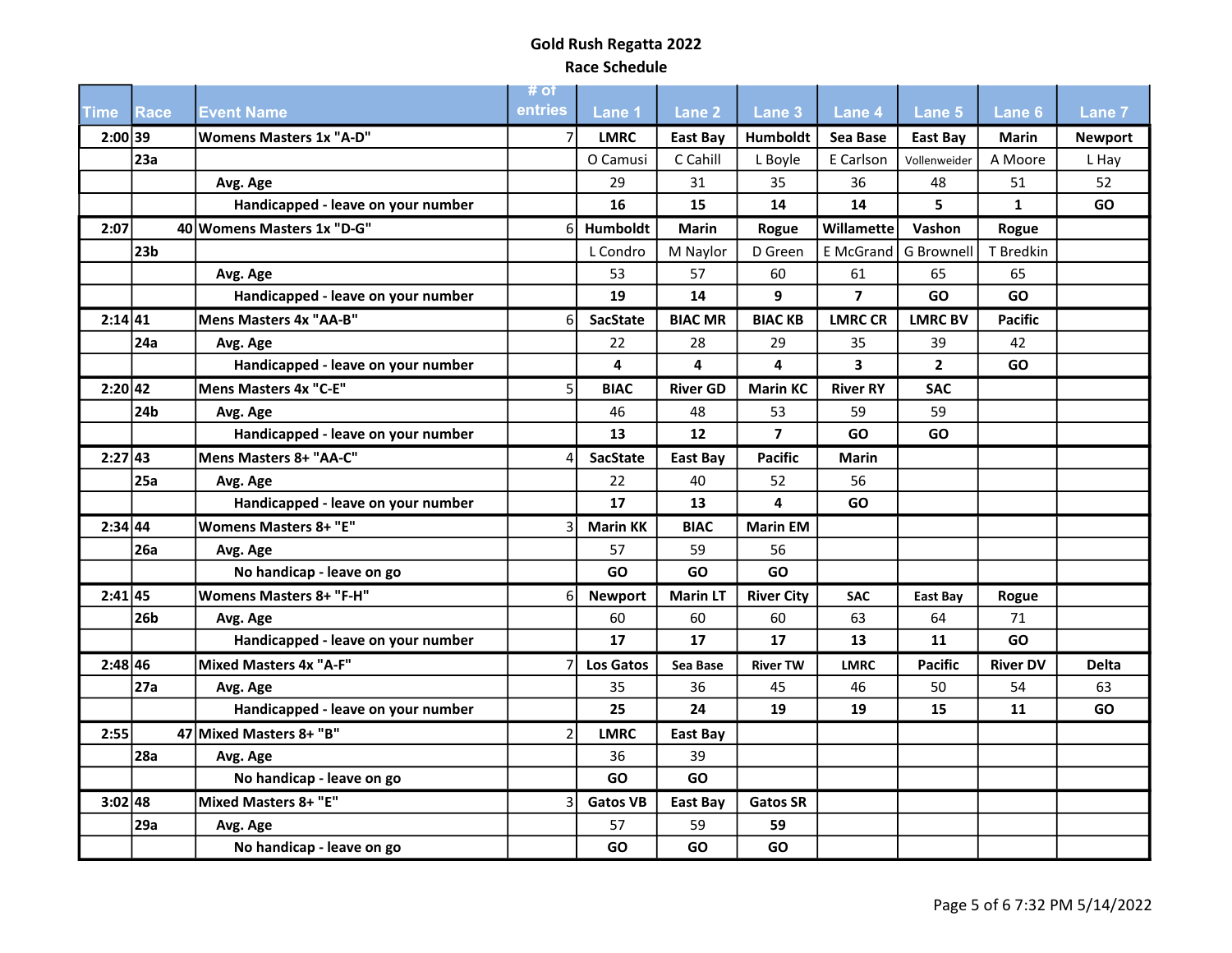# Gold Rush Regatta 2022

## Race Schedule

| Time | Race | Event Name | # of entries | Lane 1 | Lane 2 | Lane 3 | Lane 4 | Lane 5 | Lane 6 | Lane 7 |
|---|---|---|---|---|---|---|---|---|---|---|
| 2:00 | 39 | Womens Masters 1x "A-D" | 7 | **LMRC** | **East Bay** | **Humboldt** | **Sea Base** | **East Bay** | **Marin** | **Newport** |
| | 23a | | | O Camusi | C Cahill | L Boyle | E Carlson | Vollenweider | A Moore | L Hay |
| | | Avg. Age | | 29 | 31 | 35 | 36 | 48 | 51 | 52 |
| | | **Handicapped - leave on your number** | | **16** | **15** | **14** | **14** | **5** | **1** | **GO** |
| 2:07 | 40 | Womens Masters 1x "D-G" | 6 | **Humboldt** | **Marin** | **Rogue** | **Willamette** | **Vashon** | **Rogue** | |
| | 23b | | | L Condro | M Naylor | D Green | E McGrand | G Brownell | T Bredkin | |
| | | Avg. Age | | 53 | 57 | 60 | 61 | 65 | 65 | |
| | | **Handicapped - leave on your number** | | **19** | **14** | **9** | **7** | **GO** | **GO** | |
| 2:14 | 41 | Mens Masters 4x "AA-B" | 6 | **SacState** | **BIAC MR** | **BIAC KB** | **LMRC CR** | **LMRC BV** | **Pacific** | |
| | 24a | Avg. Age | | 22 | 28 | 29 | 35 | 39 | 42 | |
| | | **Handicapped - leave on your number** | | **4** | **4** | **4** | **3** | **2** | **GO** | |
| 2:20 | 42 | Mens Masters 4x "C-E" | 5 | **BIAC** | **River GD** | **Marin KC** | **River RY** | **SAC** | | |
| | 24b | Avg. Age | | 46 | 48 | 53 | 59 | 59 | | |
| | | **Handicapped - leave on your number** | | **13** | **12** | **7** | **GO** | **GO** | | |
| 2:27 | 43 | Mens Masters 8+ "AA-C" | 4 | **SacState** | **East Bay** | **Pacific** | **Marin** | | | |
| | 25a | Avg. Age | | 22 | 40 | 52 | 56 | | | |
| | | **Handicapped - leave on your number** | | **17** | **13** | **4** | **GO** | | | |
| 2:34 | 44 | Womens Masters 8+ "E" | 3 | **Marin KK** | **BIAC** | **Marin EM** | | | | |
| | 26a | Avg. Age | | 57 | 59 | 56 | | | | |
| | | **No handicap - leave on go** | | **GO** | **GO** | **GO** | | | | |
| 2:41 | 45 | Womens Masters 8+ "F-H" | 6 | **Newport** | **Marin LT** | **River City** | **SAC** | **East Bay** | **Rogue** | |
| | 26b | Avg. Age | | 60 | 60 | 60 | 63 | 64 | 71 | |
| | | **Handicapped - leave on your number** | | **17** | **17** | **17** | **13** | **11** | **GO** | |
| 2:48 | 46 | Mixed Masters 4x "A-F" | 7 | **Los Gatos** | **Sea Base** | **River TW** | **LMRC** | **Pacific** | **River DV** | **Delta** |
| | 27a | Avg. Age | | 35 | 36 | 45 | 46 | 50 | 54 | 63 |
| | | **Handicapped - leave on your number** | | **25** | **24** | **19** | **19** | **15** | **11** | **GO** |
| 2:55 | 47 | Mixed Masters 8+ "B" | 2 | **LMRC** | **East Bay** | | | | | |
| | 28a | Avg. Age | | 36 | 39 | | | | | |
| | | **No handicap - leave on go** | | **GO** | **GO** | | | | | |
| 3:02 | 48 | Mixed Masters 8+ "E" | 3 | **Gatos VB** | **East Bay** | **Gatos SR** | | | | |
| | 29a | Avg. Age | | 57 | 59 | **59** | | | | |
| | | **No handicap - leave on go** | | **GO** | **GO** | **GO** | | | | |

7:32 PM 5/14/2022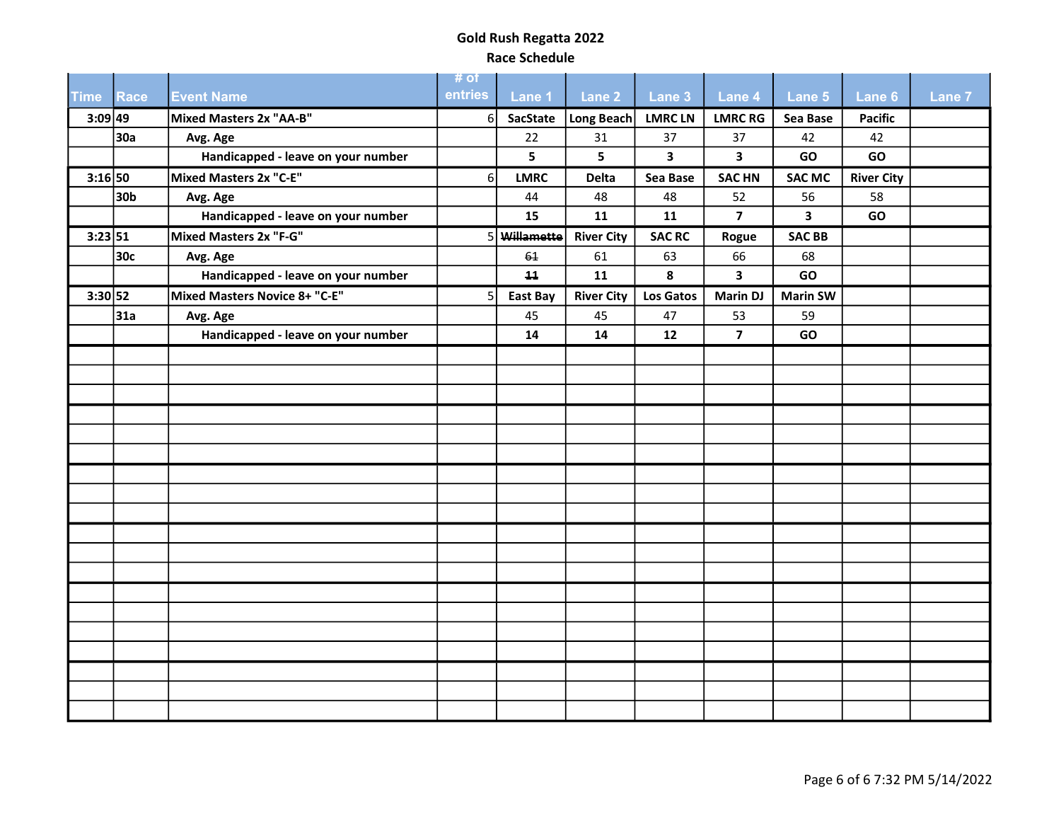# Gold Rush Regatta 2022
## Race Schedule

| Time | Race | Event Name | # of entries | Lane 1 | Lane 2 | Lane 3 | Lane 4 | Lane 5 | Lane 6 | Lane 7 |
|---|---|---|---|---|---|---|---|---|---|---|
| 3:09 | 49 | **Mixed Masters 2x "AA-B"** | 6 | **SacState** | **Long Beach** | **LMRC LN** | **LMRC RG** | **Sea Base** | **Pacific** | |
| | 30a | Avg. Age | | 22 | 31 | 37 | 37 | 42 | 42 | |
| | | Handicapped - leave on your number | | **5** | **5** | **3** | **3** | **GO** | **GO** | |
| 3:16 | 50 | **Mixed Masters 2x "C-E"** | 6 | **LMRC** | **Delta** | **Sea Base** | **SAC HN** | **SAC MC** | **River City** | |
| | 30b | Avg. Age | | 44 | 48 | 48 | 52 | 56 | 58 | |
| | | Handicapped - leave on your number | | **15** | **11** | **11** | **7** | **3** | **GO** | |
| 3:23 | 51 | **Mixed Masters 2x "F-G"** | 5 | ~~**Willamette**~~ | **River City** | **SAC RC** | **Rogue** | **SAC BB** | | |
| | 30c | Avg. Age | | ~~61~~ | 61 | 63 | 66 | 68 | | |
| | | Handicapped - leave on your number | | ~~**11**~~ | **11** | **8** | **3** | **GO** | | |
| 3:30 | 52 | **Mixed Masters Novice 8+ "C-E"** | 5 | **East Bay** | **River City** | **Los Gatos** | **Marin DJ** | **Marin SW** | | |
| | 31a | Avg. Age | | 45 | 45 | 47 | 53 | 59 | | |
| | | Handicapped - leave on your number | | **14** | **14** | **12** | **7** | **GO** | | |

7:32 PM 5/14/2022